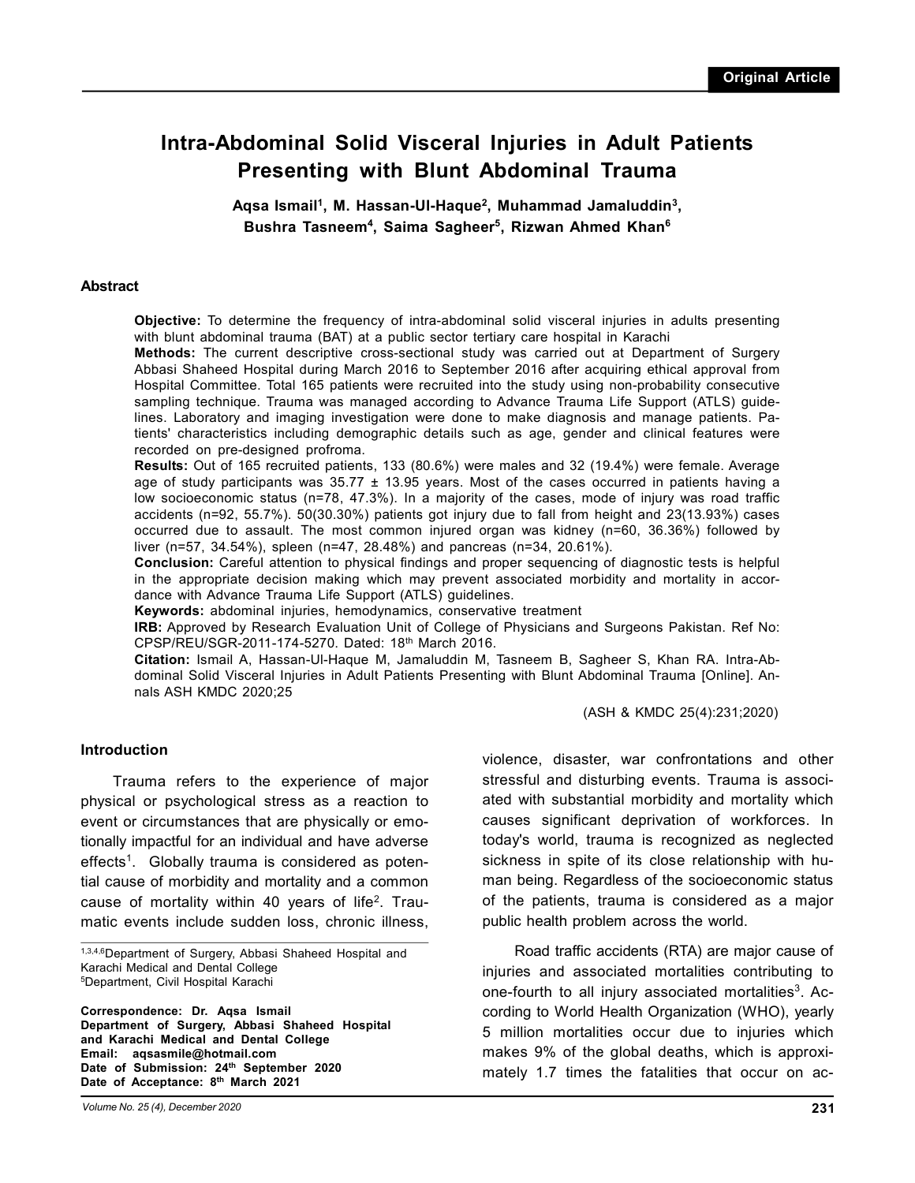Original Article

# Intra-Abdominal Solid Visceral Injuries in Adult Patients Presenting with Blunt Abdominal Trauma

**Aqsa Ismail[1], M. Hassan-Ul-Haque[2], Muhammad Jamaluddin[3], Bushra Tasneem[4], Saima Sagheer[5], Rizwan Ahmed Khan[6]**

## Abstract

**Objective:** To determine the frequency of intra-abdominal solid visceral injuries in adults presenting with blunt abdominal trauma (BAT) at a public sector tertiary care hospital in Karachi

**Methods:** The current descriptive cross-sectional study was carried out at Department of Surgery Abbasi Shaheed Hospital during March 2016 to September 2016 after acquiring ethical approval from Hospital Committee. Total 165 patients were recruited into the study using non-probability consecutive sampling technique. Trauma was managed according to Advance Trauma Life Support (ATLS) guidelines. Laboratory and imaging investigation were done to make diagnosis and manage patients. Patients' characteristics including demographic details such as age, gender and clinical features were recorded on pre-designed profroma.

**Results:** Out of 165 recruited patients, 133 (80.6%) were males and 32 (19.4%) were female. Average age of study participants was 35.77 ± 13.95 years. Most of the cases occurred in patients having a low socioeconomic status (n=78, 47.3%). In a majority of the cases, mode of injury was road traffic accidents (n=92, 55.7%). 50(30.30%) patients got injury due to fall from height and 23(13.93%) cases occurred due to assault. The most common injured organ was kidney (n=60, 36.36%) followed by liver (n=57, 34.54%), spleen (n=47, 28.48%) and pancreas (n=34, 20.61%).

**Conclusion:** Careful attention to physical findings and proper sequencing of diagnostic tests is helpful in the appropriate decision making which may prevent associated morbidity and mortality in accordance with Advance Trauma Life Support (ATLS) guidelines.

**Keywords:** abdominal injuries, hemodynamics, conservative treatment

**IRB:** Approved by Research Evaluation Unit of College of Physicians and Surgeons Pakistan. Ref No: CPSP/REU/SGR-2011-174-5270. Dated: 18th March 2016.

**Citation:** Ismail A, Hassan-Ul-Haque M, Jamaluddin M, Tasneem B, Sagheer S, Khan RA. Intra-Abdominal Solid Visceral Injuries in Adult Patients Presenting with Blunt Abdominal Trauma [Online]. Annals ASH KMDC 2020;25

(ASH & KMDC 25(4):231;2020)

## Introduction

Trauma refers to the experience of major physical or psychological stress as a reaction to event or circumstances that are physically or emotionally impactful for an individual and have adverse effects[1]. Globally trauma is considered as potential cause of morbidity and mortality and a common cause of mortality within 40 years of life[2]. Traumatic events include sudden loss, chronic illness, violence, disaster, war confrontations and other stressful and disturbing events. Trauma is associated with substantial morbidity and mortality which causes significant deprivation of workforces. In today's world, trauma is recognized as neglected sickness in spite of its close relationship with human being. Regardless of the socioeconomic status of the patients, trauma is considered as a major public health problem across the world.

Road traffic accidents (RTA) are major cause of injuries and associated mortalities contributing to one-fourth to all injury associated mortalities[3]. According to World Health Organization (WHO), yearly 5 million mortalities occur due to injuries which makes 9% of the global deaths, which is approximately 1.7 times the fatalities that occur on ac-

---

[1,3,4,6]Department of Surgery, Abbasi Shaheed Hospital and Karachi Medical and Dental College
[5]Department, Civil Hospital Karachi

**Correspondence: Dr. Aqsa Ismail**
**Department of Surgery, Abbasi Shaheed Hospital and Karachi Medical and Dental College**
**Email: aqsasmile@hotmail.com**
**Date of Submission: 24th September 2020**
**Date of Acceptance: 8th March 2021**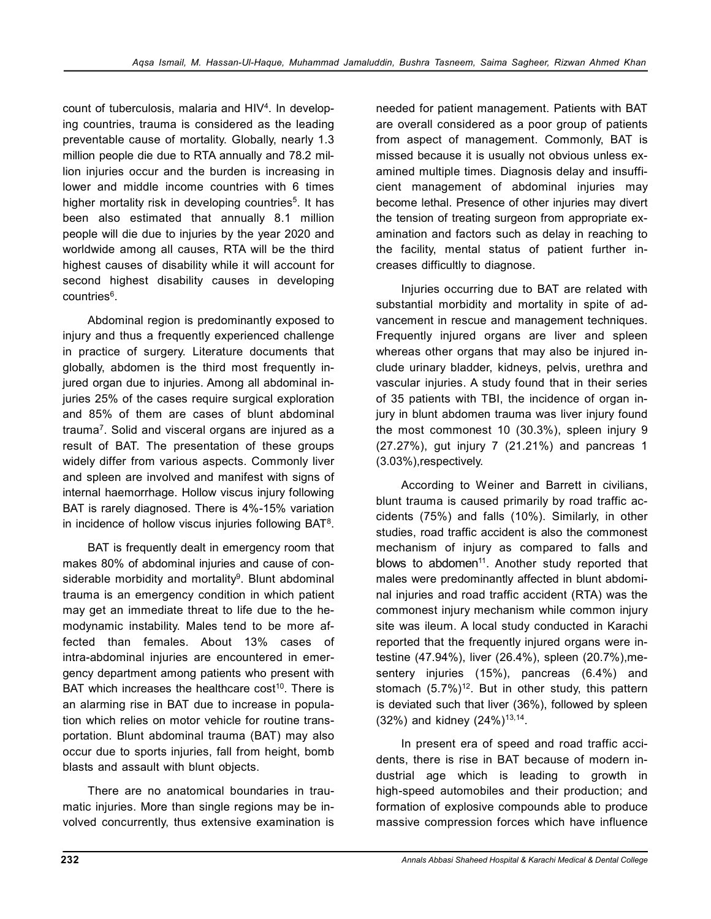count of tuberculosis, malaria and HIV[4]. In developing countries, trauma is considered as the leading preventable cause of mortality. Globally, nearly 1.3 million people die due to RTA annually and 78.2 million injuries occur and the burden is increasing in lower and middle income countries with 6 times higher mortality risk in developing countries[5]. It has been also estimated that annually 8.1 million people will die due to injuries by the year 2020 and worldwide among all causes, RTA will be the third highest causes of disability while it will account for second highest disability causes in developing countries[6].

Abdominal region is predominantly exposed to injury and thus a frequently experienced challenge in practice of surgery. Literature documents that globally, abdomen is the third most frequently injured organ due to injuries. Among all abdominal injuries 25% of the cases require surgical exploration and 85% of them are cases of blunt abdominal trauma[7]. Solid and visceral organs are injured as a result of BAT. The presentation of these groups widely differ from various aspects. Commonly liver and spleen are involved and manifest with signs of internal haemorrhage. Hollow viscus injury following BAT is rarely diagnosed. There is 4%-15% variation in incidence of hollow viscus injuries following BAT[8].

BAT is frequently dealt in emergency room that makes 80% of abdominal injuries and cause of considerable morbidity and mortality[9]. Blunt abdominal trauma is an emergency condition in which patient may get an immediate threat to life due to the hemodynamic instability. Males tend to be more affected than females. About 13% cases of intra-abdominal injuries are encountered in emergency department among patients who present with BAT which increases the healthcare cost[10]. There is an alarming rise in BAT due to increase in population which relies on motor vehicle for routine transportation. Blunt abdominal trauma (BAT) may also occur due to sports injuries, fall from height, bomb blasts and assault with blunt objects.

There are no anatomical boundaries in traumatic injuries. More than single regions may be involved concurrently, thus extensive examination is needed for patient management. Patients with BAT are overall considered as a poor group of patients from aspect of management. Commonly, BAT is missed because it is usually not obvious unless examined multiple times. Diagnosis delay and insufficient management of abdominal injuries may become lethal. Presence of other injuries may divert the tension of treating surgeon from appropriate examination and factors such as delay in reaching to the facility, mental status of patient further increases difficultly to diagnose.

Injuries occurring due to BAT are related with substantial morbidity and mortality in spite of advancement in rescue and management techniques. Frequently injured organs are liver and spleen whereas other organs that may also be injured include urinary bladder, kidneys, pelvis, urethra and vascular injuries. A study found that in their series of 35 patients with TBI, the incidence of organ injury in blunt abdomen trauma was liver injury found the most commonest 10 (30.3%), spleen injury 9 (27.27%), gut injury 7 (21.21%) and pancreas 1 (3.03%),respectively.

According to Weiner and Barrett in civilians, blunt trauma is caused primarily by road traffic accidents (75%) and falls (10%). Similarly, in other studies, road traffic accident is also the commonest mechanism of injury as compared to falls and blows to abdomen[11]. Another study reported that males were predominantly affected in blunt abdominal injuries and road traffic accident (RTA) was the commonest injury mechanism while common injury site was ileum. A local study conducted in Karachi reported that the frequently injured organs were intestine (47.94%), liver (26.4%), spleen (20.7%),mesentery injuries (15%), pancreas (6.4%) and stomach (5.7%)[12]. But in other study, this pattern is deviated such that liver (36%), followed by spleen (32%) and kidney (24%)[13,14].

In present era of speed and road traffic accidents, there is rise in BAT because of modern industrial age which is leading to growth in high-speed automobiles and their production; and formation of explosive compounds able to produce massive compression forces which have influence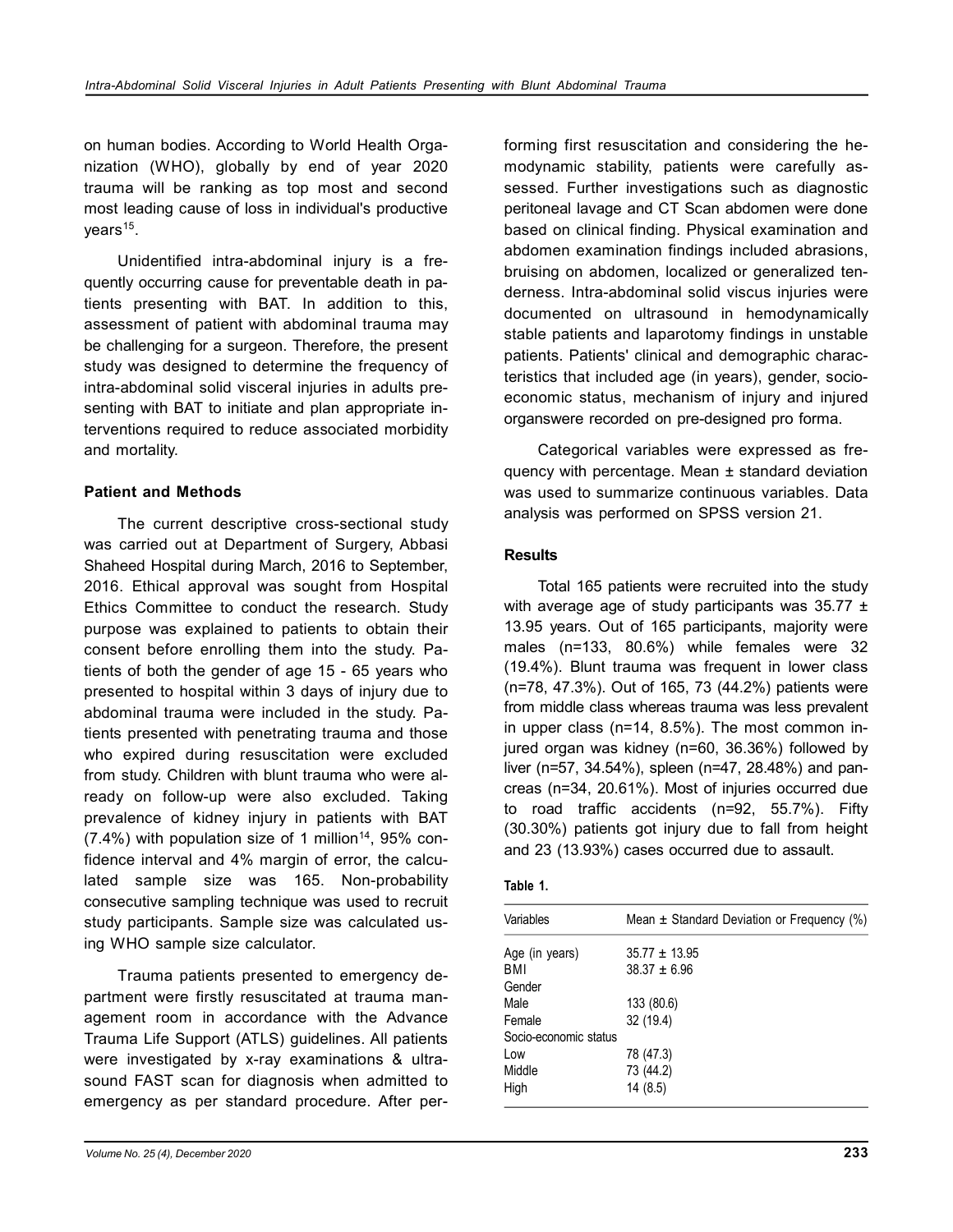on human bodies. According to World Health Organization (WHO), globally by end of year 2020 trauma will be ranking as top most and second most leading cause of loss in individual's productive years[15].

Unidentified intra-abdominal injury is a frequently occurring cause for preventable death in patients presenting with BAT. In addition to this, assessment of patient with abdominal trauma may be challenging for a surgeon. Therefore, the present study was designed to determine the frequency of intra-abdominal solid visceral injuries in adults presenting with BAT to initiate and plan appropriate interventions required to reduce associated morbidity and mortality.

**Patient and Methods**

The current descriptive cross-sectional study was carried out at Department of Surgery, Abbasi Shaheed Hospital during March, 2016 to September, 2016. Ethical approval was sought from Hospital Ethics Committee to conduct the research. Study purpose was explained to patients to obtain their consent before enrolling them into the study. Patients of both the gender of age 15 - 65 years who presented to hospital within 3 days of injury due to abdominal trauma were included in the study. Patients presented with penetrating trauma and those who expired during resuscitation were excluded from study. Children with blunt trauma who were already on follow-up were also excluded. Taking prevalence of kidney injury in patients with BAT (7.4%) with population size of 1 million[14], 95% confidence interval and 4% margin of error, the calculated sample size was 165. Non-probability consecutive sampling technique was used to recruit study participants. Sample size was calculated using WHO sample size calculator.

Trauma patients presented to emergency department were firstly resuscitated at trauma management room in accordance with the Advance Trauma Life Support (ATLS) guidelines. All patients were investigated by x-ray examinations & ultrasound FAST scan for diagnosis when admitted to emergency as per standard procedure. After performing first resuscitation and considering the hemodynamic stability, patients were carefully assessed. Further investigations such as diagnostic peritoneal lavage and CT Scan abdomen were done based on clinical finding. Physical examination and abdomen examination findings included abrasions, bruising on abdomen, localized or generalized tenderness. Intra-abdominal solid viscus injuries were documented on ultrasound in hemodynamically stable patients and laparotomy findings in unstable patients. Patients' clinical and demographic characteristics that included age (in years), gender, socio-economic status, mechanism of injury and injured organswere recorded on pre-designed pro forma.

Categorical variables were expressed as frequency with percentage. Mean ± standard deviation was used to summarize continuous variables. Data analysis was performed on SPSS version 21.

**Results**

Total 165 patients were recruited into the study with average age of study participants was 35.77 ± 13.95 years. Out of 165 participants, majority were males (n=133, 80.6%) while females were 32 (19.4%). Blunt trauma was frequent in lower class (n=78, 47.3%). Out of 165, 73 (44.2%) patients were from middle class whereas trauma was less prevalent in upper class (n=14, 8.5%). The most common injured organ was kidney (n=60, 36.36%) followed by liver (n=57, 34.54%), spleen (n=47, 28.48%) and pancreas (n=34, 20.61%). Most of injuries occurred due to road traffic accidents (n=92, 55.7%). Fifty (30.30%) patients got injury due to fall from height and 23 (13.93%) cases occurred due to assault.

**Table 1.**

| Variables | Mean ± Standard Deviation or Frequency (%) |
|---|---|
| Age (in years) | 35.77 ± 13.95 |
| BMI | 38.37 ± 6.96 |
| Gender | |
| Male | 133 (80.6) |
| Female | 32 (19.4) |
| Socio-economic status | |
| Low | 78 (47.3) |
| Middle | 73 (44.2) |
| High | 14 (8.5) |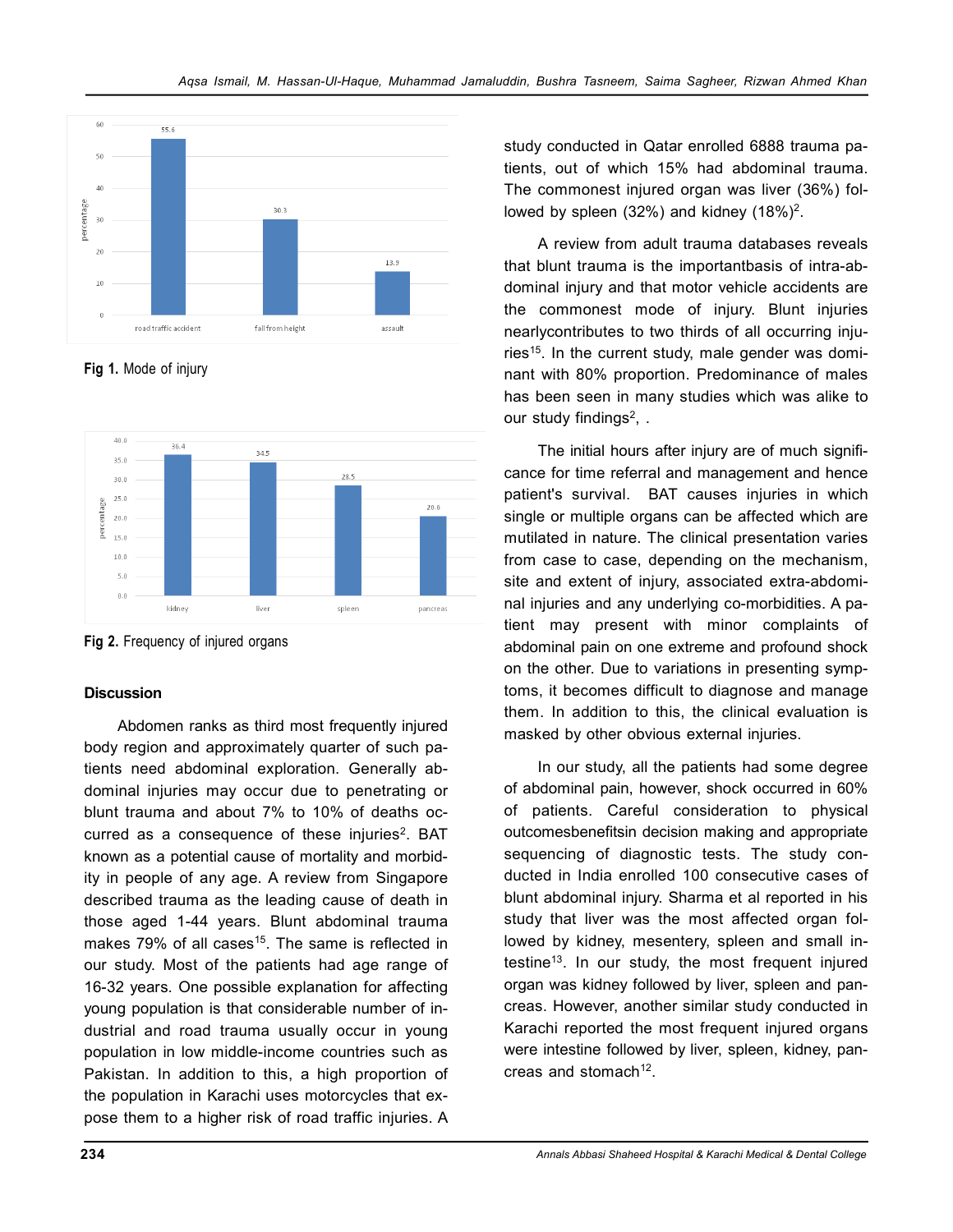Fig 1. Mode of injury

Fig 2. Frequency of injured organs

## Discussion

Abdomen ranks as third most frequently injured body region and approximately quarter of such patients need abdominal exploration. Generally abdominal injuries may occur due to penetrating or blunt trauma and about 7% to 10% of deaths occurred as a consequence of these injuries[2]. BAT known as a potential cause of mortality and morbidity in people of any age. A review from Singapore described trauma as the leading cause of death in those aged 1-44 years. Blunt abdominal trauma makes 79% of all cases[15]. The same is reflected in our study. Most of the patients had age range of 16-32 years. One possible explanation for affecting young population is that considerable number of industrial and road trauma usually occur in young population in low middle-income countries such as Pakistan. In addition to this, a high proportion of the population in Karachi uses motorcycles that expose them to a higher risk of road traffic injuries. A study conducted in Qatar enrolled 6888 trauma patients, out of which 15% had abdominal trauma. The commonest injured organ was liver (36%) followed by spleen (32%) and kidney (18%)[2].

A review from adult trauma databases reveals that blunt trauma is the importantbasis of intra-abdominal injury and that motor vehicle accidents are the commonest mode of injury. Blunt injuries nearlycontributes to two thirds of all occurring injuries[15]. In the current study, male gender was dominant with 80% proportion. Predominance of males has been seen in many studies which was alike to our study findings[2], .

The initial hours after injury are of much significance for time referral and management and hence patient's survival. BAT causes injuries in which single or multiple organs can be affected which are mutilated in nature. The clinical presentation varies from case to case, depending on the mechanism, site and extent of injury, associated extra-abdominal injuries and any underlying co-morbidities. A patient may present with minor complaints of abdominal pain on one extreme and profound shock on the other. Due to variations in presenting symptoms, it becomes difficult to diagnose and manage them. In addition to this, the clinical evaluation is masked by other obvious external injuries.

In our study, all the patients had some degree of abdominal pain, however, shock occurred in 60% of patients. Careful consideration to physical outcomesbenefitsin decision making and appropriate sequencing of diagnostic tests. The study conducted in India enrolled 100 consecutive cases of blunt abdominal injury. Sharma et al reported in his study that liver was the most affected organ followed by kidney, mesentery, spleen and small intestine[13]. In our study, the most frequent injured organ was kidney followed by liver, spleen and pancreas. However, another similar study conducted in Karachi reported the most frequent injured organs were intestine followed by liver, spleen, kidney, pancreas and stomach[12].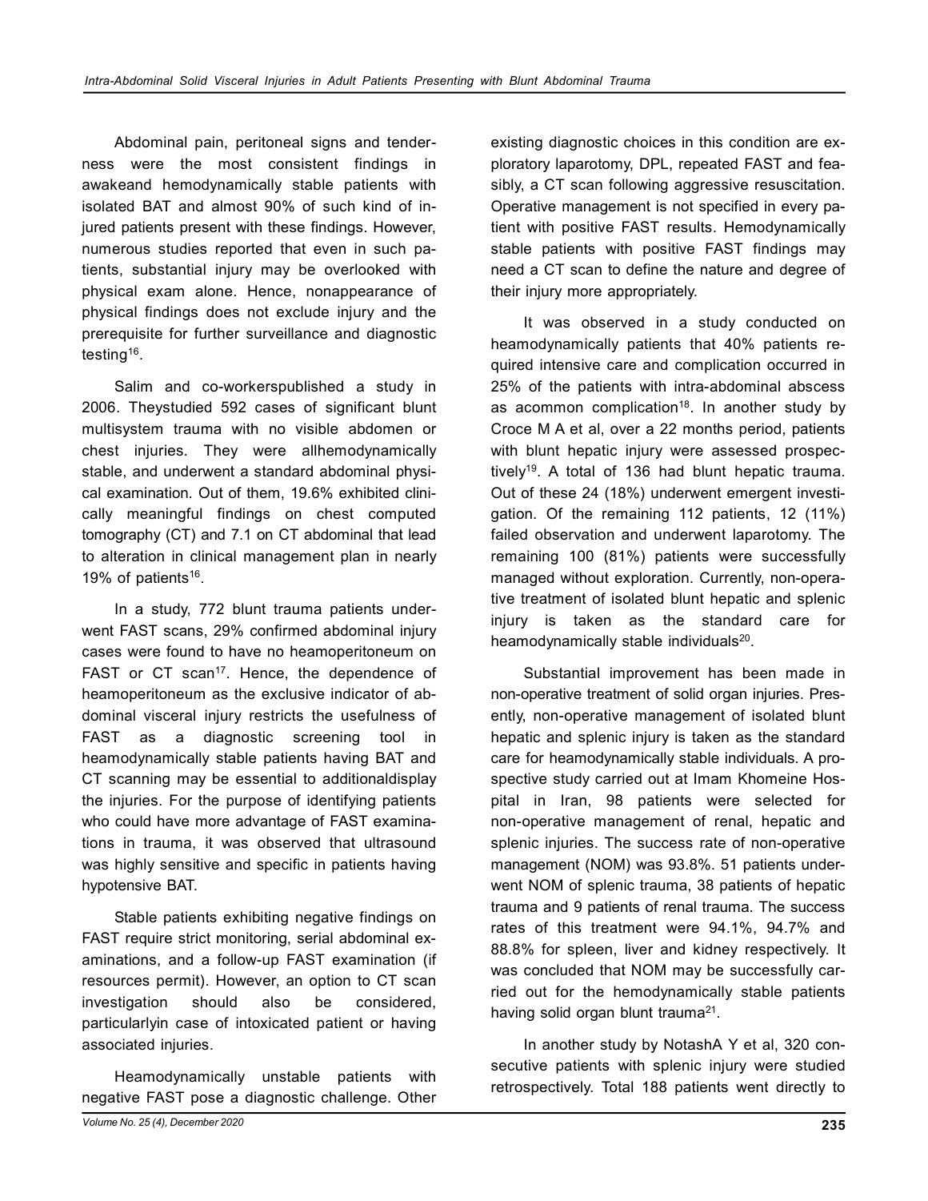Abdominal pain, peritoneal signs and tenderness were the most consistent findings in awakeand hemodynamically stable patients with isolated BAT and almost 90% of such kind of injured patients present with these findings. However, numerous studies reported that even in such patients, substantial injury may be overlooked with physical exam alone. Hence, nonappearance of physical findings does not exclude injury and the prerequisite for further surveillance and diagnostic testing[16].

Salim and co-workerspublished a study in 2006. Theystudied 592 cases of significant blunt multisystem trauma with no visible abdomen or chest injuries. They were allhemodynamically stable, and underwent a standard abdominal physical examination. Out of them, 19.6% exhibited clinically meaningful findings on chest computed tomography (CT) and 7.1 on CT abdominal that lead to alteration in clinical management plan in nearly 19% of patients[16].

In a study, 772 blunt trauma patients underwent FAST scans, 29% confirmed abdominal injury cases were found to have no heamoperitoneum on FAST or CT scan[17]. Hence, the dependence of heamoperitoneum as the exclusive indicator of abdominal visceral injury restricts the usefulness of FAST as a diagnostic screening tool in heamodynamically stable patients having BAT and CT scanning may be essential to additionaldisplay the injuries. For the purpose of identifying patients who could have more advantage of FAST examinations in trauma, it was observed that ultrasound was highly sensitive and specific in patients having hypotensive BAT.

Stable patients exhibiting negative findings on FAST require strict monitoring, serial abdominal examinations, and a follow-up FAST examination (if resources permit). However, an option to CT scan investigation should also be considered, particularlyin case of intoxicated patient or having associated injuries.

Heamodynamically unstable patients with negative FAST pose a diagnostic challenge. Other existing diagnostic choices in this condition are exploratory laparotomy, DPL, repeated FAST and feasibly, a CT scan following aggressive resuscitation. Operative management is not specified in every patient with positive FAST results. Hemodynamically stable patients with positive FAST findings may need a CT scan to define the nature and degree of their injury more appropriately.

It was observed in a study conducted on heamodynamically patients that 40% patients required intensive care and complication occurred in 25% of the patients with intra-abdominal abscess as acommon complication[18]. In another study by Croce M A et al, over a 22 months period, patients with blunt hepatic injury were assessed prospectively[19]. A total of 136 had blunt hepatic trauma. Out of these 24 (18%) underwent emergent investigation. Of the remaining 112 patients, 12 (11%) failed observation and underwent laparotomy. The remaining 100 (81%) patients were successfully managed without exploration. Currently, non-operative treatment of isolated blunt hepatic and splenic injury is taken as the standard care for heamodynamically stable individuals[20].

Substantial improvement has been made in non-operative treatment of solid organ injuries. Presently, non-operative management of isolated blunt hepatic and splenic injury is taken as the standard care for heamodynamically stable individuals. A prospective study carried out at Imam Khomeine Hospital in Iran, 98 patients were selected for non-operative management of renal, hepatic and splenic injuries. The success rate of non-operative management (NOM) was 93.8%. 51 patients underwent NOM of splenic trauma, 38 patients of hepatic trauma and 9 patients of renal trauma. The success rates of this treatment were 94.1%, 94.7% and 88.8% for spleen, liver and kidney respectively. It was concluded that NOM may be successfully carried out for the hemodynamically stable patients having solid organ blunt trauma[21].

In another study by NotashA Y et al, 320 consecutive patients with splenic injury were studied retrospectively. Total 188 patients went directly to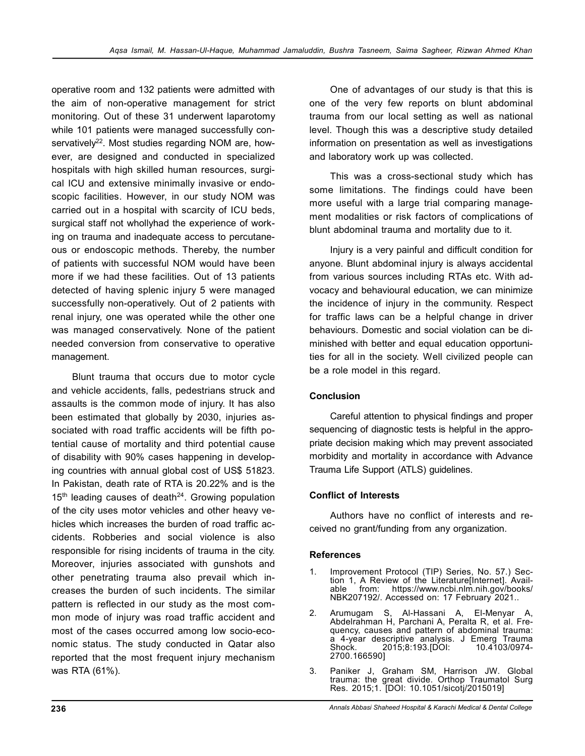operative room and 132 patients were admitted with the aim of non-operative management for strict monitoring. Out of these 31 underwent laparotomy while 101 patients were managed successfully conservatively[22]. Most studies regarding NOM are, however, are designed and conducted in specialized hospitals with high skilled human resources, surgical ICU and extensive minimally invasive or endoscopic facilities. However, in our study NOM was carried out in a hospital with scarcity of ICU beds, surgical staff not whollyhad the experience of working on trauma and inadequate access to percutaneous or endoscopic methods. Thereby, the number of patients with successful NOM would have been more if we had these facilities. Out of 13 patients detected of having splenic injury 5 were managed successfully non-operatively. Out of 2 patients with renal injury, one was operated while the other one was managed conservatively. None of the patient needed conversion from conservative to operative management.

Blunt trauma that occurs due to motor cycle and vehicle accidents, falls, pedestrians struck and assaults is the common mode of injury. It has also been estimated that globally by 2030, injuries associated with road traffic accidents will be fifth potential cause of mortality and third potential cause of disability with 90% cases happening in developing countries with annual global cost of US$ 51823. In Pakistan, death rate of RTA is 20.22% and is the 15th leading causes of death[24]. Growing population of the city uses motor vehicles and other heavy vehicles which increases the burden of road traffic accidents. Robberies and social violence is also responsible for rising incidents of trauma in the city. Moreover, injuries associated with gunshots and other penetrating trauma also prevail which increases the burden of such incidents. The similar pattern is reflected in our study as the most common mode of injury was road traffic accident and most of the cases occurred among low socio-economic status. The study conducted in Qatar also reported that the most frequent injury mechanism was RTA (61%).

One of advantages of our study is that this is one of the very few reports on blunt abdominal trauma from our local setting as well as national level. Though this was a descriptive study detailed information on presentation as well as investigations and laboratory work up was collected.

This was a cross-sectional study which has some limitations. The findings could have been more useful with a large trial comparing management modalities or risk factors of complications of blunt abdominal trauma and mortality due to it.

Injury is a very painful and difficult condition for anyone. Blunt abdominal injury is always accidental from various sources including RTAs etc. With advocacy and behavioural education, we can minimize the incidence of injury in the community. Respect for traffic laws can be a helpful change in driver behaviours. Domestic and social violation can be diminished with better and equal education opportunities for all in the society. Well civilized people can be a role model in this regard.

## Conclusion

Careful attention to physical findings and proper sequencing of diagnostic tests is helpful in the appropriate decision making which may prevent associated morbidity and mortality in accordance with Advance Trauma Life Support (ATLS) guidelines.

## Conflict of Interests

Authors have no conflict of interests and received no grant/funding from any organization.

## References

1. Improvement Protocol (TIP) Series, No. 57.) Section 1, A Review of the Literature[Internet]. Available from: https://www.ncbi.nlm.nih.gov/books/NBK207192/. Accessed on: 17 February 2021..
2. Arumugam S, Al-Hassani A, El-Menyar A, Abdelrahman H, Parchani A, Peralta R, et al. Frequency, causes and pattern of abdominal trauma: a 4-year descriptive analysis. J Emerg Trauma Shock. 2015;8:193.[DOI: 10.4103/0974-2700.166590]
3. Paniker J, Graham SM, Harrison JW. Global trauma: the great divide. Orthop Traumatol Surg Res. 2015;1. [DOI: 10.1051/sicotj/2015019]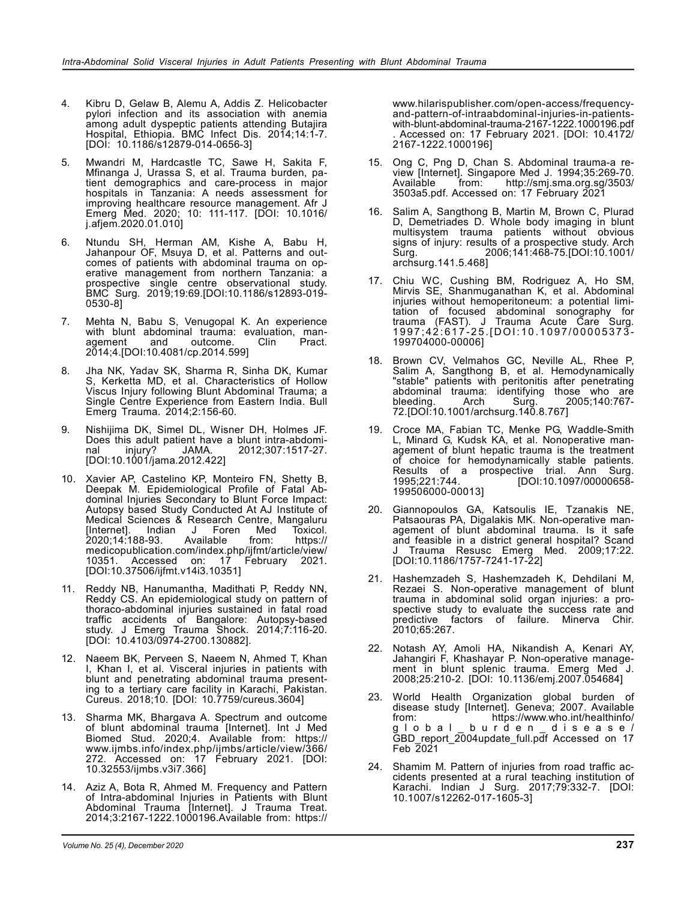4. Kibru D, Gelaw B, Alemu A, Addis Z. Helicobacter pylori infection and its association with anemia among adult dyspeptic patients attending Butajira Hospital, Ethiopia. BMC Infect Dis. 2014;14:1-7. [DOI: 10.1186/s12879-014-0656-3]

5. Mwandri M, Hardcastle TC, Sawe H, Sakita F, Mfinanga J, Urassa S, et al. Trauma burden, patient demographics and care-process in major hospitals in Tanzania: A needs assessment for improving healthcare resource management. Afr J Emerg Med. 2020; 10: 111-117. [DOI: 10.1016/j.afjem.2020.01.010]

6. Ntundu SH, Herman AM, Kishe A, Babu H, Jahanpour OF, Msuya D, et al. Patterns and outcomes of patients with abdominal trauma on operative management from northern Tanzania: a prospective single centre observational study. BMC Surg. 2019;19:69.[DOI:10.1186/s12893-019-0530-8]

7. Mehta N, Babu S, Venugopal K. An experience with blunt abdominal trauma: evaluation, management and outcome. Clin Pract. 2014;4.[DOI:10.4081/cp.2014.599]

8. Jha NK, Yadav SK, Sharma R, Sinha DK, Kumar S, Kerketta MD, et al. Characteristics of Hollow Viscus Injury following Blunt Abdominal Trauma; a Single Centre Experience from Eastern India. Bull Emerg Trauma. 2014;2:156-60.

9. Nishijima DK, Simel DL, Wisner DH, Holmes JF. Does this adult patient have a blunt intra-abdominal injury? JAMA. 2012;307:1517-27. [DOI:10.1001/jama.2012.422]

10. Xavier AP, Castelino KP, Monteiro FN, Shetty B, Deepak M. Epidemiological Profile of Fatal Abdominal Injuries Secondary to Blunt Force Impact: Autopsy based Study Conducted At AJ Institute of Medical Sciences & Research Centre, Mangaluru [Internet]. Indian J Foren Med Toxicol. 2020;14:188-93. Available from: https://medicopublication.com/index.php/ijfmt/article/view/10351. Accessed on: 17 February 2021. [DOI:10.37506/ijfmt.v14i3.10351]

11. Reddy NB, Hanumantha, Madithati P, Reddy NN, Reddy CS. An epidemiological study on pattern of thoraco-abdominal injuries sustained in fatal road traffic accidents of Bangalore: Autopsy-based study. J Emerg Trauma Shock. 2014;7:116-20. [DOI: 10.4103/0974-2700.130882].

12. Naeem BK, Perveen S, Naeem N, Ahmed T, Khan I, Khan I, et al. Visceral injuries in patients with blunt and penetrating abdominal trauma presenting to a tertiary care facility in Karachi, Pakistan. Cureus. 2018;10. [DOI: 10.7759/cureus.3604]

13. Sharma MK, Bhargava A. Spectrum and outcome of blunt abdominal trauma [Internet]. Int J Med Biomed Stud. 2020;4. Available from: https://www.ijmbs.info/index.php/ijmbs/article/view/366/272. Accessed on: 17 February 2021. [DOI: 10.32553/ijmbs.v3i7.366]

14. Aziz A, Bota R, Ahmed M. Frequency and Pattern of Intra-abdominal Injuries in Patients with Blunt Abdominal Trauma [Internet]. J Trauma Treat. 2014;3:2167-1222.1000196.Available from: https://www.hilarispublisher.com/open-access/frequency-and-pattern-of-intraabdominal-injuries-in-patients-with-blunt-abdominal-trauma-2167-1222.1000196.pdf . Accessed on: 17 February 2021. [DOI: 10.4172/2167-1222.1000196]

15. Ong C, Png D, Chan S. Abdominal trauma-a review [Internet]. Singapore Med J. 1994;35:269-70. Available from: http://smj.sma.org.sg/3503/3503a5.pdf. Accessed on: 17 February 2021

16. Salim A, Sangthong B, Martin M, Brown C, Plurad D, Demetriades D. Whole body imaging in blunt multisystem trauma patients without obvious signs of injury: results of a prospective study. Arch Surg. 2006;141:468-75.[DOI:10.1001/archsurg.141.5.468]

17. Chiu WC, Cushing BM, Rodriguez A, Ho SM, Mirvis SE, Shanmuganathan K, et al. Abdominal injuries without hemoperitoneum: a potential limitation of focused abdominal sonography for trauma (FAST). J Trauma Acute Care Surg. 1997;42:617-25.[DOI:10.1097/00005373-199704000-00006]

18. Brown CV, Velmahos GC, Neville AL, Rhee P, Salim A, Sangthong B, et al. Hemodynamically "stable" patients with peritonitis after penetrating abdominal trauma: identifying those who are bleeding. Arch Surg. 2005;140:767-72.[DOI:10.1001/archsurg.140.8.767]

19. Croce MA, Fabian TC, Menke PG, Waddle-Smith L, Minard G, Kudsk KA, et al. Nonoperative management of blunt hepatic trauma is the treatment of choice for hemodynamically stable patients. Results of a prospective trial. Ann Surg. 1995;221:744. [DOI:10.1097/00000658-199506000-00013]

20. Giannopoulos GA, Katsoulis IE, Tzanakis NE, Patsaouras PA, Digalakis MK. Non-operative management of blunt abdominal trauma. Is it safe and feasible in a district general hospital? Scand J Trauma Resusc Emerg Med. 2009;17:22. [DOI:10.1186/1757-7241-17-22]

21. Hashemzadeh S, Hashemzadeh K, Dehdilani M, Rezaei S. Non-operative management of blunt trauma in abdominal solid organ injuries: a prospective study to evaluate the success rate and predictive factors of failure. Minerva Chir. 2010;65:267.

22. Notash AY, Amoli HA, Nikandish A, Kenari AY, Jahangiri F, Khashayar P. Non-operative management in blunt splenic trauma. Emerg Med J. 2008;25:210-2. [DOI: 10.1136/emj.2007.054684]

23. World Health Organization global burden of disease study [Internet]. Geneva; 2007. Available from: https://www.who.int/healthinfo/global_burden_disease/GBD_report_2004update_full.pdf Accessed on 17 Feb 2021

24. Shamim M. Pattern of injuries from road traffic accidents presented at a rural teaching institution of Karachi. Indian J Surg. 2017;79:332-7. [DOI: 10.1007/s12262-017-1605-3]